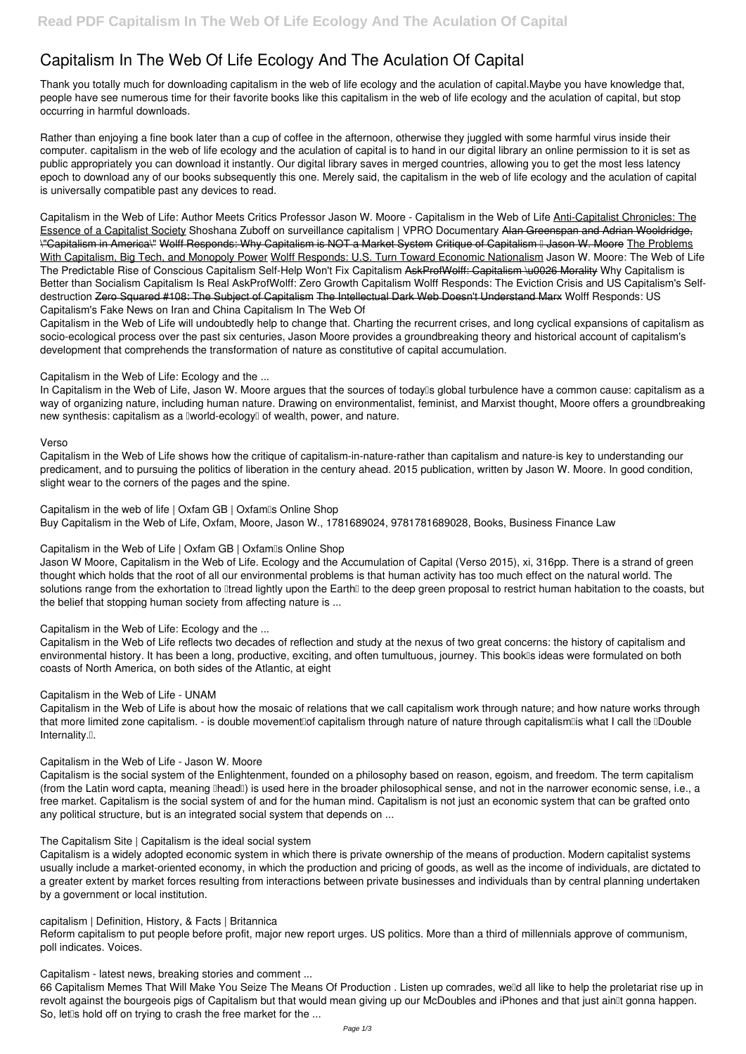# Capitalism In The Web Of Life Ecology And The Aculation Of Capital

Thank you totally much for downloading capitalism in the web of life ecology and the aculation of capital.Maybe you have knowledge that, people have see numerous time for their favorite books like this capitalism in the web of life ecology and the aculation of capital, but stop occurring in harmful downloads.

Rather than enjoying a fine book later than a cup of coffee in the afternoon, otherwise they juggled with some harmful virus inside their computer. capitalism in the web of life ecology and the aculation of capital is to hand in our digital library an online permission to it is set as public appropriately you can download it instantly. Our digital library saves in merged countries, allowing you to get the most less latency epoch to download any of our books subsequently this one. Merely said, the capitalism in the web of life ecology and the aculation of capital is universally compatible past any devices to read.

Capitalism in the Web of Life: Author Meets Critics Professor Jason W. Moore - Capitalism in the Web of Life Anti-Capitalist Chronicles: The Essence of a Capitalist Society Shoshana Zuboff on surveillance capitalism | VPRO Documentary Alan Greenspan and Adrian Wooldridge, "Capitalism in America" Wolff Responds: Why Capitalism is NOT a Market System Critique of Capitalism – Jason W. Moore The Problems With Capitalism, Big Tech, and Monopoly Power Wolff Responds: U.S. Turn Toward Economic Nationalism Jason W. Moore: The Web of Life The Predictable Rise of Conscious Capitalism Self-Help Won't Fix Capitalism AskProfWolff: Capitalism \u0026 Morality Why Capitalism is Better than Socialism Capitalism Is Real AskProfWolff: Zero Growth Capitalism Wolff Responds: The Eviction Crisis and US Capitalism's Self-destruction Zero Squared #108: The Subject of Capitalism The Intellectual Dark Web Doesn't Understand Marx Wolff Responds: US Capitalism's Fake News on Iran and China Capitalism In The Web Of

Capitalism in the Web of Life will undoubtedly help to change that. Charting the recurrent crises, and long cyclical expansions of capitalism as socio-ecological process over the past six centuries, Jason Moore provides a groundbreaking theory and historical account of capitalism's development that comprehends the transformation of nature as constitutive of capital accumulation.

Capitalism in the Web of Life: Ecology and the ...

In Capitalism in the Web of Life, Jason W. Moore argues that the sources of today's global turbulence have a common cause: capitalism as a way of organizing nature, including human nature. Drawing on environmentalist, feminist, and Marxist thought, Moore offers a groundbreaking new synthesis: capitalism as a "world-ecology" of wealth, power, and nature.

Verso

Capitalism in the Web of Life shows how the critique of capitalism-in-nature-rather than capitalism and nature-is key to understanding our predicament, and to pursuing the politics of liberation in the century ahead. 2015 publication, written by Jason W. Moore. In good condition, slight wear to the corners of the pages and the spine.

Capitalism in the web of life | Oxfam GB | Oxfam's Online Shop
Buy Capitalism in the Web of Life, Oxfam, Moore, Jason W., 1781689024, 9781781689028, Books, Business Finance Law

Capitalism in the Web of Life | Oxfam GB | Oxfam's Online Shop

Jason W Moore, Capitalism in the Web of Life. Ecology and the Accumulation of Capital (Verso 2015), xi, 316pp. There is a strand of green thought which holds that the root of all our environmental problems is that human activity has too much effect on the natural world. The solutions range from the exhortation to "tread lightly upon the Earth" to the deep green proposal to restrict human habitation to the coasts, but the belief that stopping human society from affecting nature is ...

Capitalism in the Web of Life: Ecology and the ...

Capitalism in the Web of Life reflects two decades of reflection and study at the nexus of two great concerns: the history of capitalism and environmental history. It has been a long, productive, exciting, and often tumultuous, journey. This book's ideas were formulated on both coasts of North America, on both sides of the Atlantic, at eight

Capitalism in the Web of Life - UNAM

Capitalism in the Web of Life is about how the mosaic of relations that we call capitalism work through nature; and how nature works through that more limited zone capitalism. - is double movement—of capitalism through nature of nature through capitalism—is what I call the "Double Internality.".

Capitalism in the Web of Life - Jason W. Moore

Capitalism is the social system of the Enlightenment, founded on a philosophy based on reason, egoism, and freedom. The term capitalism (from the Latin word capta, meaning "head") is used here in the broader philosophical sense, and not in the narrower economic sense, i.e., a free market. Capitalism is the social system of and for the human mind. Capitalism is not just an economic system that can be grafted onto any political structure, but is an integrated social system that depends on ...

The Capitalism Site | Capitalism is the ideal social system

Capitalism is a widely adopted economic system in which there is private ownership of the means of production. Modern capitalist systems usually include a market-oriented economy, in which the production and pricing of goods, as well as the income of individuals, are dictated to a greater extent by market forces resulting from interactions between private businesses and individuals than by central planning undertaken by a government or local institution.

capitalism | Definition, History, & Facts | Britannica

Reform capitalism to put people before profit, major new report urges. US politics. More than a third of millennials approve of communism, poll indicates. Voices.

Capitalism - latest news, breaking stories and comment ...

66 Capitalism Memes That Will Make You Seize The Means Of Production . Listen up comrades, we'd all like to help the proletariat rise up in revolt against the bourgeois pigs of Capitalism but that would mean giving up our McDoubles and iPhones and that just ain't gonna happen. So, let's hold off on trying to crash the free market for the ...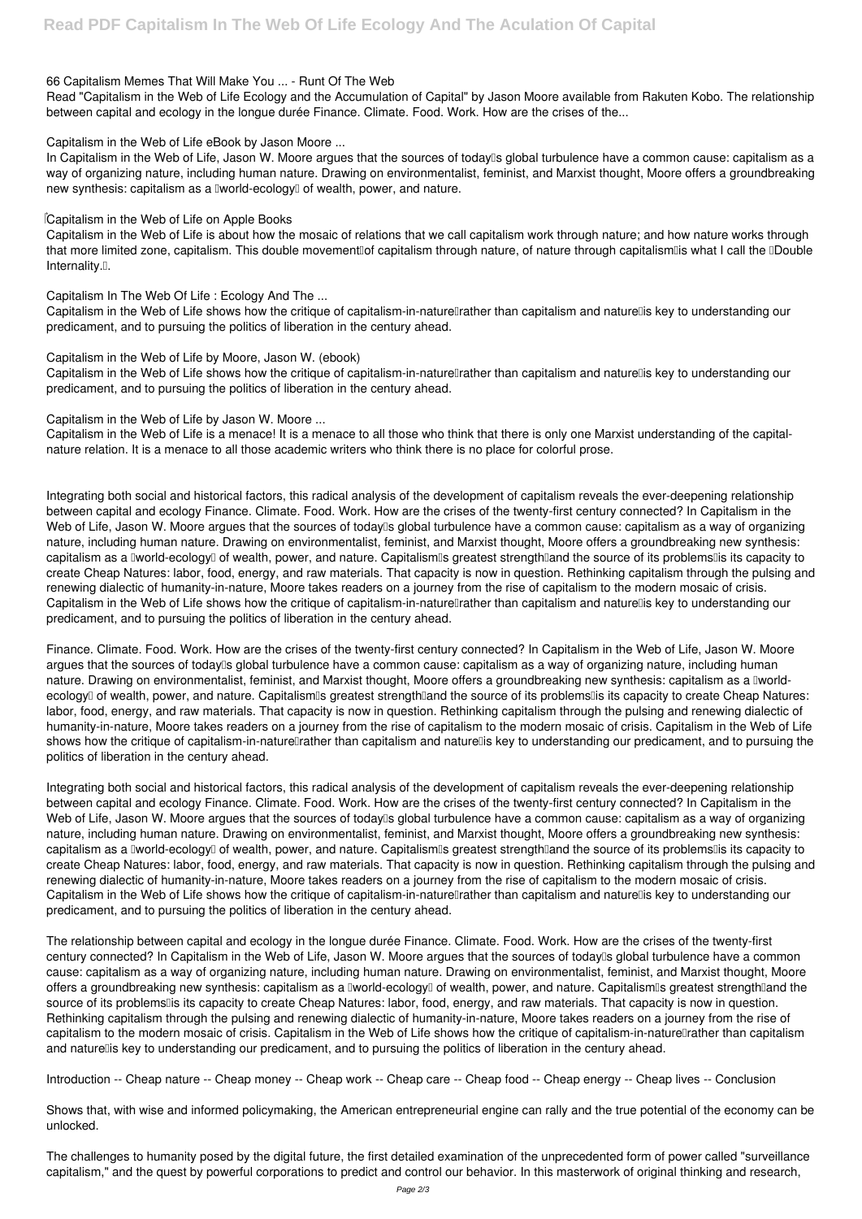**66 Capitalism Memes That Will Make You ... - Runt Of The Web**

Read "Capitalism in the Web of Life Ecology and the Accumulation of Capital" by Jason Moore available from Rakuten Kobo. The relationship between capital and ecology in the longue durée Finance. Climate. Food. Work. How are the crises of the...

**Capitalism in the Web of Life eBook by Jason Moore ...**

In Capitalism in the Web of Life, Jason W. Moore argues that the sources of today's global turbulence have a common cause: capitalism as a way of organizing nature, including human nature. Drawing on environmentalist, feminist, and Marxist thought, Moore offers a groundbreaking new synthesis: capitalism as a "world-ecology" of wealth, power, and nature.

**Capitalism in the Web of Life on Apple Books**

Capitalism in the Web of Life is about how the mosaic of relations that we call capitalism work through nature; and how nature works through that more limited zone, capitalism. This double movement—of capitalism through nature, of nature through capitalism—is what I call the "Double Internality."

**Capitalism In The Web Of Life : Ecology And The ...**

Capitalism in the Web of Life shows how the critique of capitalism-in-nature—rather than capitalism and nature—is key to understanding our predicament, and to pursuing the politics of liberation in the century ahead.

**Capitalism in the Web of Life by Moore, Jason W. (ebook)**

Capitalism in the Web of Life shows how the critique of capitalism-in-nature—rather than capitalism and nature—is key to understanding our predicament, and to pursuing the politics of liberation in the century ahead.

**Capitalism in the Web of Life by Jason W. Moore ...**

Capitalism in the Web of Life is a menace! It is a menace to all those who think that there is only one Marxist understanding of the capital-nature relation. It is a menace to all those academic writers who think there is no place for colorful prose.

Integrating both social and historical factors, this radical analysis of the development of capitalism reveals the ever-deepening relationship between capital and ecology Finance. Climate. Food. Work. How are the crises of the twenty-first century connected? In Capitalism in the Web of Life, Jason W. Moore argues that the sources of today's global turbulence have a common cause: capitalism as a way of organizing nature, including human nature. Drawing on environmentalist, feminist, and Marxist thought, Moore offers a groundbreaking new synthesis: capitalism as a "world-ecology" of wealth, power, and nature. Capitalism's greatest strength—and the source of its problems—is its capacity to create Cheap Natures: labor, food, energy, and raw materials. That capacity is now in question. Rethinking capitalism through the pulsing and renewing dialectic of humanity-in-nature, Moore takes readers on a journey from the rise of capitalism to the modern mosaic of crisis. Capitalism in the Web of Life shows how the critique of capitalism-in-nature—rather than capitalism and nature—is key to understanding our predicament, and to pursuing the politics of liberation in the century ahead.

Finance. Climate. Food. Work. How are the crises of the twenty-first century connected? In Capitalism in the Web of Life, Jason W. Moore argues that the sources of today's global turbulence have a common cause: capitalism as a way of organizing nature, including human nature. Drawing on environmentalist, feminist, and Marxist thought, Moore offers a groundbreaking new synthesis: capitalism as a "world-ecology" of wealth, power, and nature. Capitalism's greatest strength—and the source of its problems—is its capacity to create Cheap Natures: labor, food, energy, and raw materials. That capacity is now in question. Rethinking capitalism through the pulsing and renewing dialectic of humanity-in-nature, Moore takes readers on a journey from the rise of capitalism to the modern mosaic of crisis. Capitalism in the Web of Life shows how the critique of capitalism-in-nature—rather than capitalism and nature—is key to understanding our predicament, and to pursuing the politics of liberation in the century ahead.

Integrating both social and historical factors, this radical analysis of the development of capitalism reveals the ever-deepening relationship between capital and ecology Finance. Climate. Food. Work. How are the crises of the twenty-first century connected? In Capitalism in the Web of Life, Jason W. Moore argues that the sources of today's global turbulence have a common cause: capitalism as a way of organizing nature, including human nature. Drawing on environmentalist, feminist, and Marxist thought, Moore offers a groundbreaking new synthesis: capitalism as a "world-ecology" of wealth, power, and nature. Capitalism's greatest strength—and the source of its problems—is its capacity to create Cheap Natures: labor, food, energy, and raw materials. That capacity is now in question. Rethinking capitalism through the pulsing and renewing dialectic of humanity-in-nature, Moore takes readers on a journey from the rise of capitalism to the modern mosaic of crisis. Capitalism in the Web of Life shows how the critique of capitalism-in-nature—rather than capitalism and nature—is key to understanding our predicament, and to pursuing the politics of liberation in the century ahead.

The relationship between capital and ecology in the longue durée Finance. Climate. Food. Work. How are the crises of the twenty-first century connected? In Capitalism in the Web of Life, Jason W. Moore argues that the sources of today's global turbulence have a common cause: capitalism as a way of organizing nature, including human nature. Drawing on environmentalist, feminist, and Marxist thought, Moore offers a groundbreaking new synthesis: capitalism as a "world-ecology" of wealth, power, and nature. Capitalism's greatest strength—and the source of its problems—is its capacity to create Cheap Natures: labor, food, energy, and raw materials. That capacity is now in question. Rethinking capitalism through the pulsing and renewing dialectic of humanity-in-nature, Moore takes readers on a journey from the rise of capitalism to the modern mosaic of crisis. Capitalism in the Web of Life shows how the critique of capitalism-in-nature—rather than capitalism and nature—is key to understanding our predicament, and to pursuing the politics of liberation in the century ahead.

Introduction -- Cheap nature -- Cheap money -- Cheap work -- Cheap care -- Cheap food -- Cheap energy -- Cheap lives -- Conclusion

Shows that, with wise and informed policymaking, the American entrepreneurial engine can rally and the true potential of the economy can be unlocked.

The challenges to humanity posed by the digital future, the first detailed examination of the unprecedented form of power called "surveillance capitalism," and the quest by powerful corporations to predict and control our behavior. In this masterwork of original thinking and research,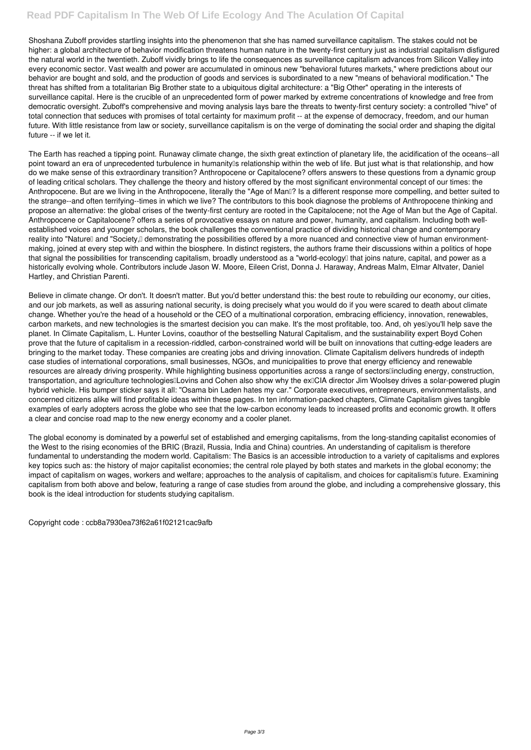Shoshana Zuboff provides startling insights into the phenomenon that she has named surveillance capitalism. The stakes could not be higher: a global architecture of behavior modification threatens human nature in the twenty-first century just as industrial capitalism disfigured the natural world in the twentieth. Zuboff vividly brings to life the consequences as surveillance capitalism advances from Silicon Valley into every economic sector. Vast wealth and power are accumulated in ominous new "behavioral futures markets," where predictions about our behavior are bought and sold, and the production of goods and services is subordinated to a new "means of behavioral modification." The threat has shifted from a totalitarian Big Brother state to a ubiquitous digital architecture: a "Big Other" operating in the interests of surveillance capital. Here is the crucible of an unprecedented form of power marked by extreme concentrations of knowledge and free from democratic oversight. Zuboff's comprehensive and moving analysis lays bare the threats to twenty-first century society: a controlled "hive" of total connection that seduces with promises of total certainty for maximum profit -- at the expense of democracy, freedom, and our human future. With little resistance from law or society, surveillance capitalism is on the verge of dominating the social order and shaping the digital future -- if we let it.

The Earth has reached a tipping point. Runaway climate change, the sixth great extinction of planetary life, the acidification of the oceans--all point toward an era of unprecedented turbulence in humanity's relationship within the web of life. But just what is that relationship, and how do we make sense of this extraordinary transition? Anthropocene or Capitalocene? offers answers to these questions from a dynamic group of leading critical scholars. They challenge the theory and history offered by the most significant environmental concept of our times: the Anthropocene. But are we living in the Anthropocene, literally the "Age of Man"? Is a different response more compelling, and better suited to the strange--and often terrifying--times in which we live? The contributors to this book diagnose the problems of Anthropocene thinking and propose an alternative: the global crises of the twenty-first century are rooted in the Capitalocene; not the Age of Man but the Age of Capital. Anthropocene or Capitalocene? offers a series of provocative essays on nature and power, humanity, and capitalism. Including both well-established voices and younger scholars, the book challenges the conventional practice of dividing historical change and contemporary reality into "Nature" and "Society," demonstrating the possibilities offered by a more nuanced and connective view of human environment-making, joined at every step with and within the biosphere. In distinct registers, the authors frame their discussions within a politics of hope that signal the possibilities for transcending capitalism, broadly understood as a "world-ecology" that joins nature, capital, and power as a historically evolving whole. Contributors include Jason W. Moore, Eileen Crist, Donna J. Haraway, Andreas Malm, Elmar Altvater, Daniel Hartley, and Christian Parenti.

Believe in climate change. Or don't. It doesn't matter. But you'd better understand this: the best route to rebuilding our economy, our cities, and our job markets, as well as assuring national security, is doing precisely what you would do if you were scared to death about climate change. Whether you're the head of a household or the CEO of a multinational corporation, embracing efficiency, innovation, renewables, carbon markets, and new technologies is the smartest decision you can make. It's the most profitable, too. And, oh yes—you'll help save the planet. In Climate Capitalism, L. Hunter Lovins, coauthor of the bestselling Natural Capitalism, and the sustainability expert Boyd Cohen prove that the future of capitalism in a recession-riddled, carbon-constrained world will be built on innovations that cutting-edge leaders are bringing to the market today. These companies are creating jobs and driving innovation. Climate Capitalism delivers hundreds of indepth case studies of international corporations, small businesses, NGOs, and municipalities to prove that energy efficiency and renewable resources are already driving prosperity. While highlighting business opportunities across a range of sectors—including energy, construction, transportation, and agriculture technologies—Lovins and Cohen also show why the ex–CIA director Jim Woolsey drives a solar-powered plugin hybrid vehicle. His bumper sticker says it all: "Osama bin Laden hates my car." Corporate executives, entrepreneurs, environmentalists, and concerned citizens alike will find profitable ideas within these pages. In ten information-packed chapters, Climate Capitalism gives tangible examples of early adopters across the globe who see that the low-carbon economy leads to increased profits and economic growth. It offers a clear and concise road map to the new energy economy and a cooler planet.

The global economy is dominated by a powerful set of established and emerging capitalisms, from the long-standing capitalist economies of the West to the rising economies of the BRIC (Brazil, Russia, India and China) countries. An understanding of capitalism is therefore fundamental to understanding the modern world. Capitalism: The Basics is an accessible introduction to a variety of capitalisms and explores key topics such as: the history of major capitalist economies; the central role played by both states and markets in the global economy; the impact of capitalism on wages, workers and welfare; approaches to the analysis of capitalism, and choices for capitalism's future. Examining capitalism from both above and below, featuring a range of case studies from around the globe, and including a comprehensive glossary, this book is the ideal introduction for students studying capitalism.

Copyright code : ccb8a7930ea73f62a61f02121cac9afb